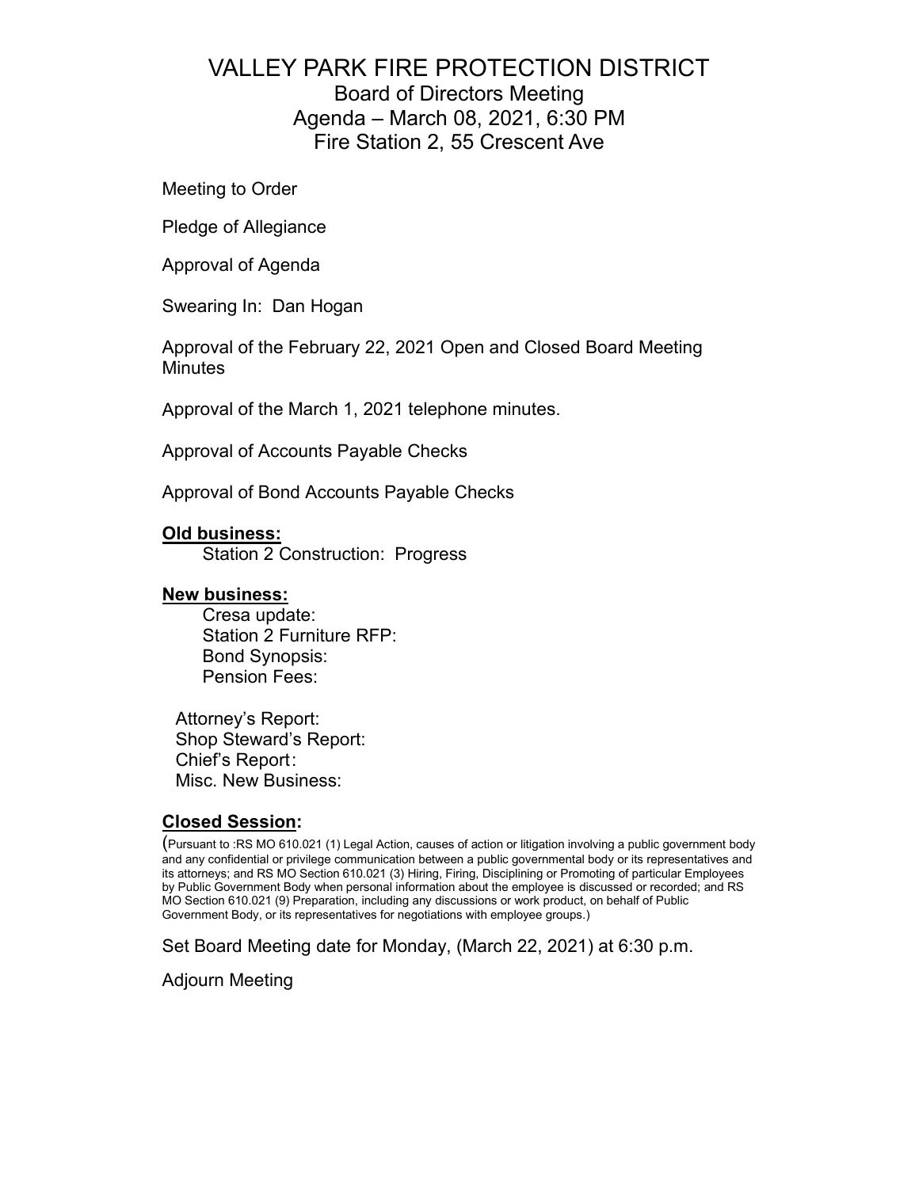# VALLEY PARK FIRE PROTECTION DISTRICT

## Board of Directors Meeting
## Agenda – March 08, 2021, 6:30 PM
## Fire Station 2, 55 Crescent Ave

Meeting to Order

Pledge of Allegiance

Approval of Agenda

Swearing In: Dan Hogan

Approval of the February 22, 2021 Open and Closed Board Meeting Minutes

Approval of the March 1, 2021 telephone minutes.

Approval of Accounts Payable Checks

Approval of Bond Accounts Payable Checks

**Old business:**

Station 2 Construction: Progress

**New business:**

Cresa update:
Station 2 Furniture RFP:
Bond Synopsis:
Pension Fees:

Attorney's Report:
Shop Steward's Report:
Chief's Report:
Misc. New Business:

**Closed Session:**

(Pursuant to :RS MO 610.021 (1) Legal Action, causes of action or litigation involving a public government body and any confidential or privilege communication between a public governmental body or its representatives and its attorneys; and RS MO Section 610.021 (3) Hiring, Firing, Disciplining or Promoting of particular Employees by Public Government Body when personal information about the employee is discussed or recorded; and RS MO Section 610.021 (9) Preparation, including any discussions or work product, on behalf of Public Government Body, or its representatives for negotiations with employee groups.)

Set Board Meeting date for Monday, (March 22, 2021) at 6:30 p.m.

Adjourn Meeting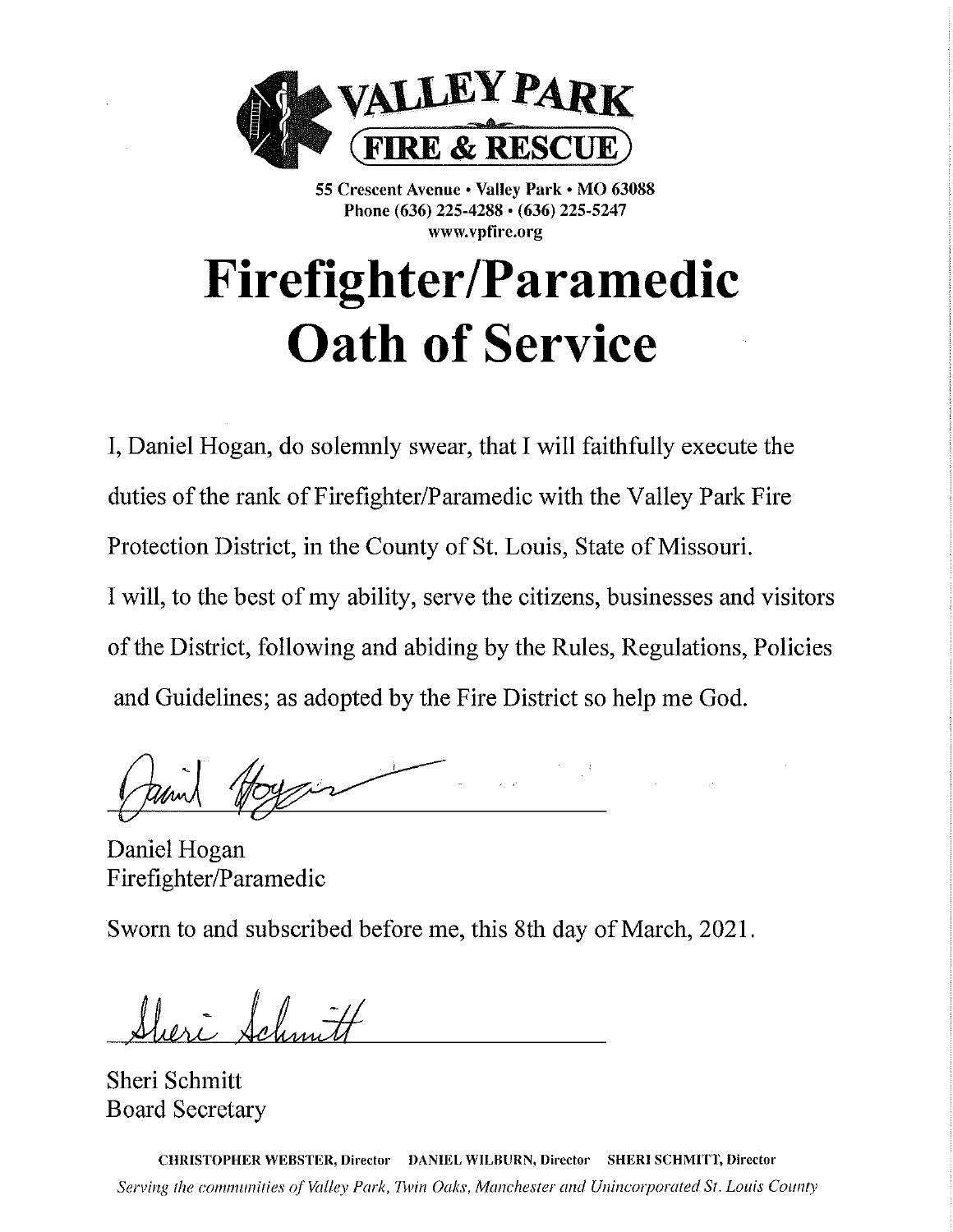**VALLEY PARK**
**FIRE & RESCUE**

**55 Crescent Avenue • Valley Park • MO 63088**
**Phone (636) 225-4288 • (636) 225-5247**
**www.vpfire.org**

# Firefighter/Paramedic Oath of Service

I, Daniel Hogan, do solemnly swear, that I will faithfully execute the duties of the rank of Firefighter/Paramedic with the Valley Park Fire Protection District, in the County of St. Louis, State of Missouri.
I will, to the best of my ability, serve the citizens, businesses and visitors of the District, following and abiding by the Rules, Regulations, Policies and Guidelines; as adopted by the Fire District so help me God.

Daniel Hogan
Firefighter/Paramedic

Sworn to and subscribed before me, this 8th day of March, 2021.

Sheri Schmitt
Board Secretary

**CHRISTOPHER WEBSTER, Director  DANIEL WILBURN, Director  SHERI SCHMITT, Director**
*Serving the communities of Valley Park, Twin Oaks, Manchester and Unincorporated St. Louis County*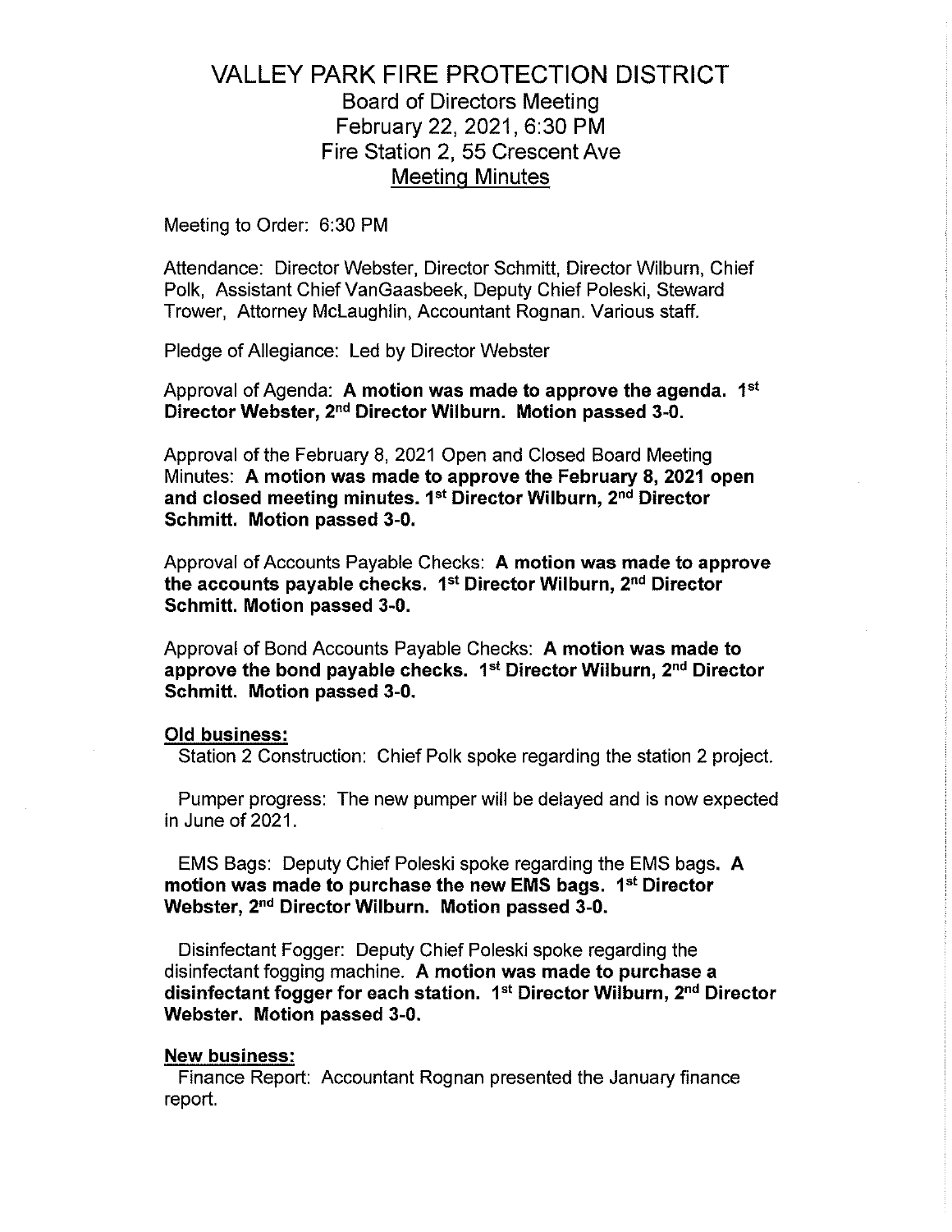# VALLEY PARK FIRE PROTECTION DISTRICT

## Board of Directors Meeting
## February 22, 2021, 6:30 PM
## Fire Station 2, 55 Crescent Ave
## Meeting Minutes

Meeting to Order: 6:30 PM

Attendance: Director Webster, Director Schmitt, Director Wilburn, Chief Polk, Assistant Chief VanGaasbeek, Deputy Chief Poleski, Steward Trower, Attorney McLaughlin, Accountant Rognan. Various staff.

Pledge of Allegiance: Led by Director Webster

Approval of Agenda: **A motion was made to approve the agenda. 1st Director Webster, 2nd Director Wilburn. Motion passed 3-0.**

Approval of the February 8, 2021 Open and Closed Board Meeting Minutes: **A motion was made to approve the February 8, 2021 open and closed meeting minutes. 1st Director Wilburn, 2nd Director Schmitt. Motion passed 3-0.**

Approval of Accounts Payable Checks: **A motion was made to approve the accounts payable checks. 1st Director Wilburn, 2nd Director Schmitt. Motion passed 3-0.**

Approval of Bond Accounts Payable Checks: **A motion was made to approve the bond payable checks. 1st Director Wilburn, 2nd Director Schmitt. Motion passed 3-0.**

**Old business:**

Station 2 Construction: Chief Polk spoke regarding the station 2 project.

Pumper progress: The new pumper will be delayed and is now expected in June of 2021.

EMS Bags: Deputy Chief Poleski spoke regarding the EMS bags. **A motion was made to purchase the new EMS bags. 1st Director Webster, 2nd Director Wilburn. Motion passed 3-0.**

Disinfectant Fogger: Deputy Chief Poleski spoke regarding the disinfectant fogging machine. **A motion was made to purchase a disinfectant fogger for each station. 1st Director Wilburn, 2nd Director Webster. Motion passed 3-0.**

**New business:**

Finance Report: Accountant Rognan presented the January finance report.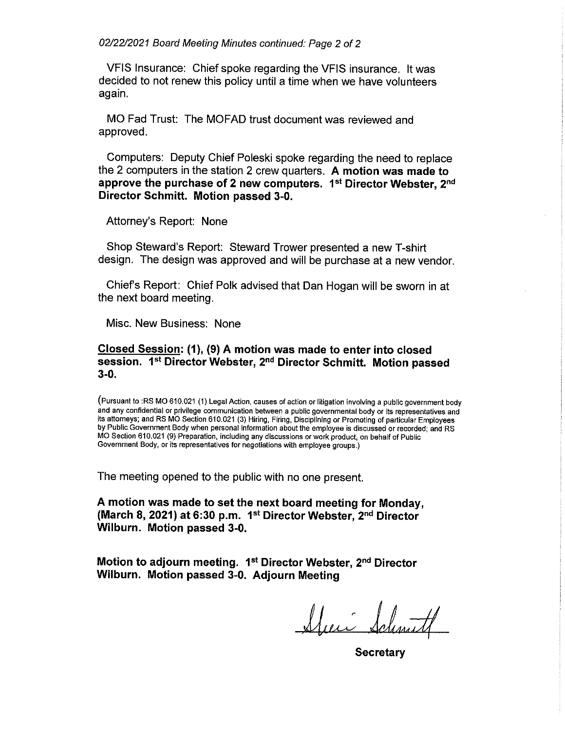*02/22/2021 Board Meeting Minutes continued: Page 2 of 2*

VFIS Insurance: Chief spoke regarding the VFIS insurance. It was decided to not renew this policy until a time when we have volunteers again.

MO Fad Trust: The MOFAD trust document was reviewed and approved.

Computers: Deputy Chief Poleski spoke regarding the need to replace the 2 computers in the station 2 crew quarters. **A motion was made to approve the purchase of 2 new computers. 1st Director Webster, 2nd Director Schmitt. Motion passed 3-0.**

Attorney's Report: None

Shop Steward's Report: Steward Trower presented a new T-shirt design. The design was approved and will be purchase at a new vendor.

Chief's Report: Chief Polk advised that Dan Hogan will be sworn in at the next board meeting.

Misc. New Business: None

**<u>Closed Session</u>: (1), (9) A motion was made to enter into closed session. 1st Director Webster, 2nd Director Schmitt. Motion passed 3-0.**

(Pursuant to :RS MO 610.021 (1) Legal Action, causes of action or litigation involving a public government body and any confidential or privilege communication between a public governmental body or its representatives and its attorneys; and RS MO Section 610.021 (3) Hiring, Firing, Disciplining or Promoting of particular Employees by Public Government Body when personal information about the employee is discussed or recorded; and RS MO Section 610.021 (9) Preparation, including any discussions or work product, on behalf of Public Government Body, or its representatives for negotiations with employee groups.)

The meeting opened to the public with no one present.

**A motion was made to set the next board meeting for Monday, (March 8, 2021) at 6:30 p.m. 1st Director Webster, 2nd Director Wilburn. Motion passed 3-0.**

**Motion to adjourn meeting. 1st Director Webster, 2nd Director Wilburn. Motion passed 3-0. Adjourn Meeting**

Sheri Schmitt

**Secretary**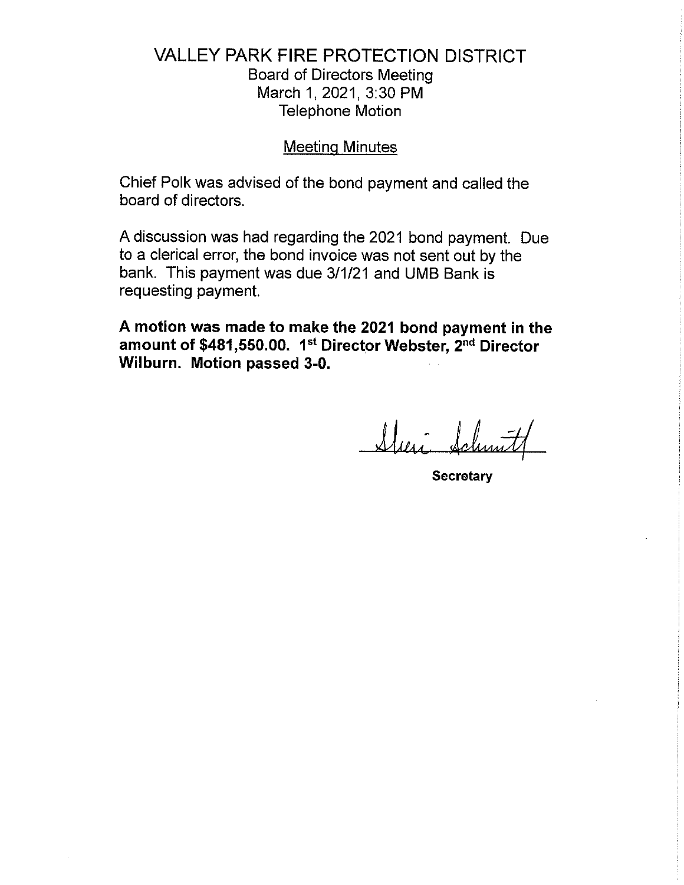# VALLEY PARK FIRE PROTECTION DISTRICT

Board of Directors Meeting
March 1, 2021, 3:30 PM
Telephone Motion

## Meeting Minutes

Chief Polk was advised of the bond payment and called the board of directors.

A discussion was had regarding the 2021 bond payment. Due to a clerical error, the bond invoice was not sent out by the bank. This payment was due 3/1/21 and UMB Bank is requesting payment.

**A motion was made to make the 2021 bond payment in the amount of $481,550.00. 1st Director Webster, 2nd Director Wilburn. Motion passed 3-0.**

Sheri Schmitt

**Secretary**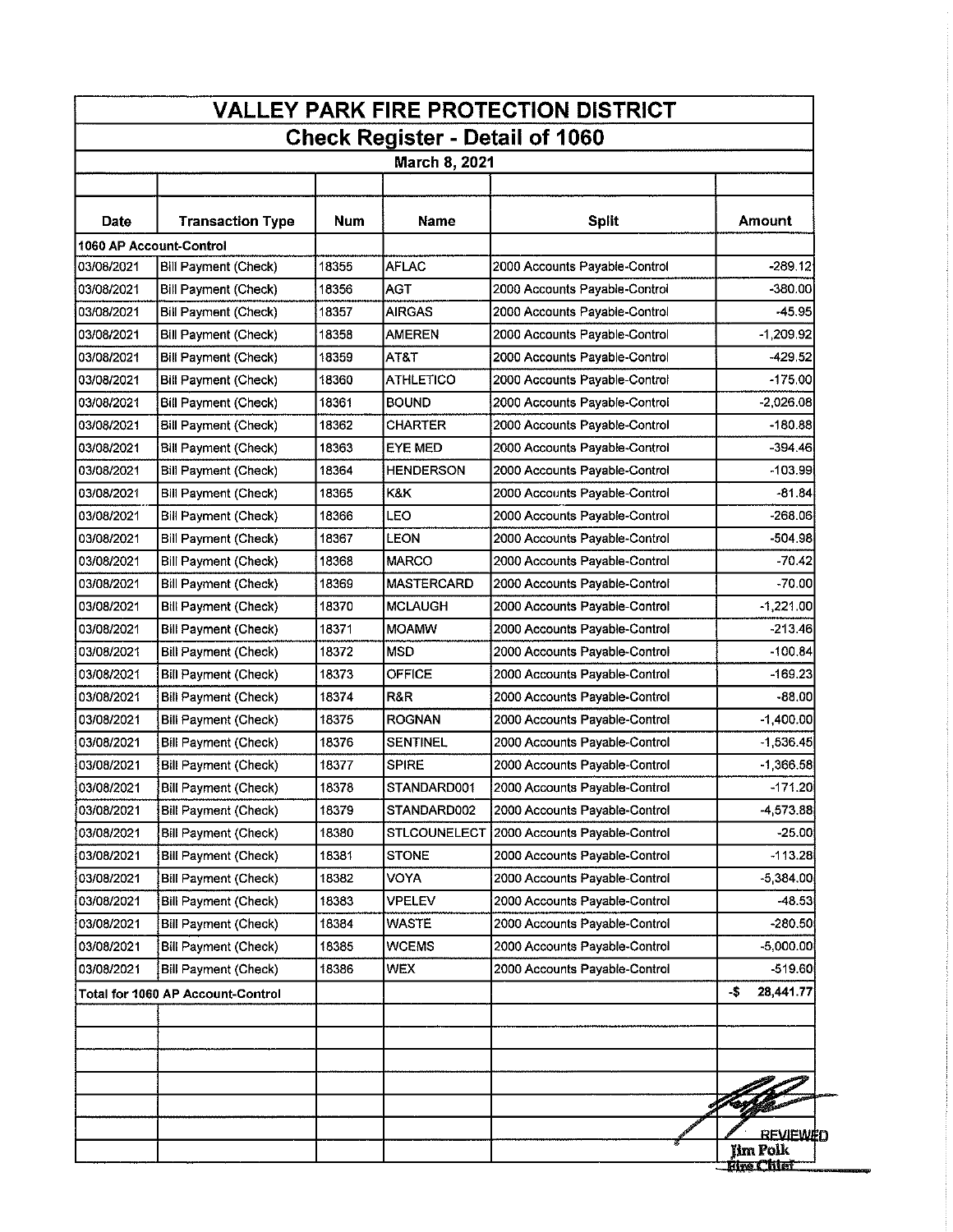# VALLEY PARK FIRE PROTECTION DISTRICT

## Check Register - Detail of 1060

### March 8, 2021

| Date | Transaction Type | Num | Name | Split | Amount |
|---|---|---|---|---|---|
| 1060 AP Account-Control | | | | | |
| 03/08/2021 | Bill Payment (Check) | 18355 | AFLAC | 2000 Accounts Payable-Control | -289.12 |
| 03/08/2021 | Bill Payment (Check) | 18356 | AGT | 2000 Accounts Payable-Control | -380.00 |
| 03/08/2021 | Bill Payment (Check) | 18357 | AIRGAS | 2000 Accounts Payable-Control | -45.95 |
| 03/08/2021 | Bill Payment (Check) | 18358 | AMEREN | 2000 Accounts Payable-Control | -1,209.92 |
| 03/08/2021 | Bill Payment (Check) | 18359 | AT&T | 2000 Accounts Payable-Control | -429.52 |
| 03/08/2021 | Bill Payment (Check) | 18360 | ATHLETICO | 2000 Accounts Payable-Control | -175.00 |
| 03/08/2021 | Bill Payment (Check) | 18361 | BOUND | 2000 Accounts Payable-Control | -2,026.08 |
| 03/08/2021 | Bill Payment (Check) | 18362 | CHARTER | 2000 Accounts Payable-Control | -180.88 |
| 03/08/2021 | Bill Payment (Check) | 18363 | EYE MED | 2000 Accounts Payable-Control | -394.46 |
| 03/08/2021 | Bill Payment (Check) | 18364 | HENDERSON | 2000 Accounts Payable-Control | -103.99 |
| 03/08/2021 | Bill Payment (Check) | 18365 | K&K | 2000 Accounts Payable-Control | -81.84 |
| 03/08/2021 | Bill Payment (Check) | 18366 | LEO | 2000 Accounts Payable-Control | -268.06 |
| 03/08/2021 | Bill Payment (Check) | 18367 | LEON | 2000 Accounts Payable-Control | -504.98 |
| 03/08/2021 | Bill Payment (Check) | 18368 | MARCO | 2000 Accounts Payable-Control | -70.42 |
| 03/08/2021 | Bill Payment (Check) | 18369 | MASTERCARD | 2000 Accounts Payable-Control | -70.00 |
| 03/08/2021 | Bill Payment (Check) | 18370 | MCLAUGH | 2000 Accounts Payable-Control | -1,221.00 |
| 03/08/2021 | Bill Payment (Check) | 18371 | MOAMW | 2000 Accounts Payable-Control | -213.46 |
| 03/08/2021 | Bill Payment (Check) | 18372 | MSD | 2000 Accounts Payable-Control | -100.84 |
| 03/08/2021 | Bill Payment (Check) | 18373 | OFFICE | 2000 Accounts Payable-Control | -169.23 |
| 03/08/2021 | Bill Payment (Check) | 18374 | R&R | 2000 Accounts Payable-Control | -88.00 |
| 03/08/2021 | Bill Payment (Check) | 18375 | ROGNAN | 2000 Accounts Payable-Control | -1,400.00 |
| 03/08/2021 | Bill Payment (Check) | 18376 | SENTINEL | 2000 Accounts Payable-Control | -1,536.45 |
| 03/08/2021 | Bill Payment (Check) | 18377 | SPIRE | 2000 Accounts Payable-Control | -1,366.58 |
| 03/08/2021 | Bill Payment (Check) | 18378 | STANDARD001 | 2000 Accounts Payable-Control | -171.20 |
| 03/08/2021 | Bill Payment (Check) | 18379 | STANDARD002 | 2000 Accounts Payable-Control | -4,573.88 |
| 03/08/2021 | Bill Payment (Check) | 18380 | STLCOUNELECT | 2000 Accounts Payable-Control | -25.00 |
| 03/08/2021 | Bill Payment (Check) | 18381 | STONE | 2000 Accounts Payable-Control | -113.28 |
| 03/08/2021 | Bill Payment (Check) | 18382 | VOYA | 2000 Accounts Payable-Control | -5,384.00 |
| 03/08/2021 | Bill Payment (Check) | 18383 | VPELEV | 2000 Accounts Payable-Control | -48.53 |
| 03/08/2021 | Bill Payment (Check) | 18384 | WASTE | 2000 Accounts Payable-Control | -280.50 |
| 03/08/2021 | Bill Payment (Check) | 18385 | WCEMS | 2000 Accounts Payable-Control | -5,000.00 |
| 03/08/2021 | Bill Payment (Check) | 18386 | WEX | 2000 Accounts Payable-Control | -519.60 |
| Total for 1060 AP Account-Control | | | | | -$ 28,441.77 |

REVIEWED
Jim Polk
Fire Chief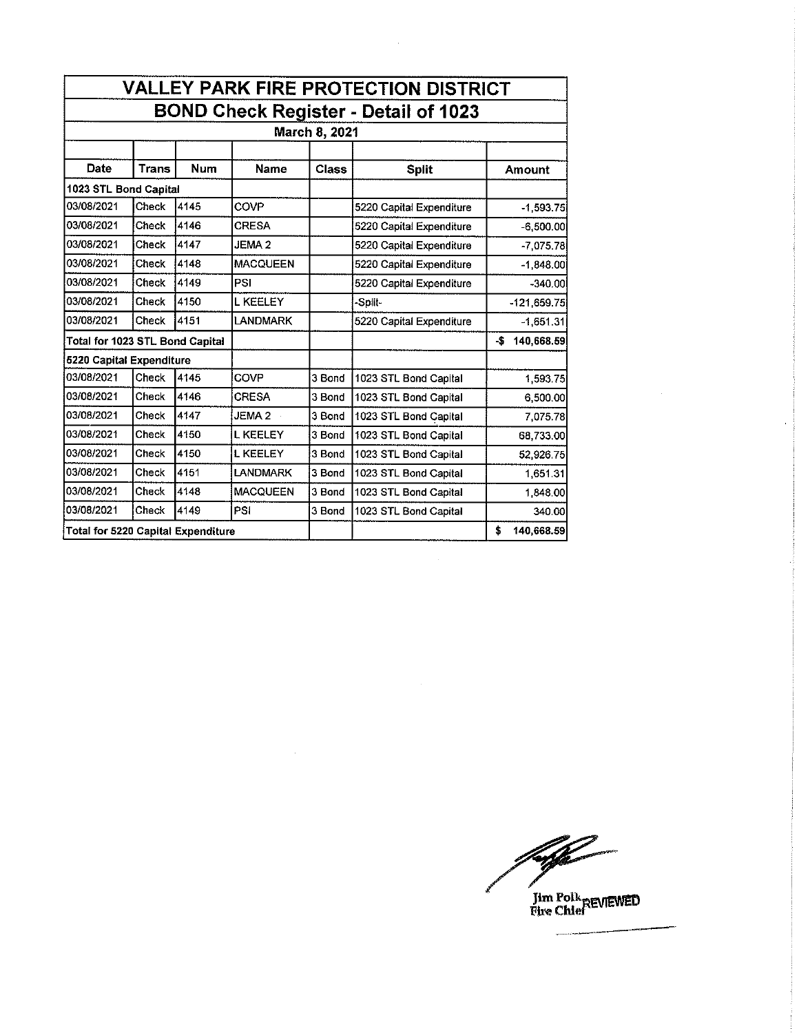# VALLEY PARK FIRE PROTECTION DISTRICT

## BOND Check Register - Detail of 1023

### March 8, 2021

| Date | Trans | Num | Name | Class | Split | Amount |
|---|---|---|---|---|---|---|
| **1023 STL Bond Capital** | | | | | | |
| 03/08/2021 | Check | 4145 | COVP | | 5220 Capital Expenditure | -1,593.75 |
| 03/08/2021 | Check | 4146 | CRESA | | 5220 Capital Expenditure | -6,500.00 |
| 03/08/2021 | Check | 4147 | JEMA 2 | | 5220 Capital Expenditure | -7,075.78 |
| 03/08/2021 | Check | 4148 | MACQUEEN | | 5220 Capital Expenditure | -1,848.00 |
| 03/08/2021 | Check | 4149 | PSI | | 5220 Capital Expenditure | -340.00 |
| 03/08/2021 | Check | 4150 | L KEELEY | | -Split- | -121,659.75 |
| 03/08/2021 | Check | 4151 | LANDMARK | | 5220 Capital Expenditure | -1,651.31 |
| **Total for 1023 STL Bond Capital** | | | | | | **-$ 140,668.59** |
| **5220 Capital Expenditure** | | | | | | |
| 03/08/2021 | Check | 4145 | COVP | 3 Bond | 1023 STL Bond Capital | 1,593.75 |
| 03/08/2021 | Check | 4146 | CRESA | 3 Bond | 1023 STL Bond Capital | 6,500.00 |
| 03/08/2021 | Check | 4147 | JEMA 2 | 3 Bond | 1023 STL Bond Capital | 7,075.78 |
| 03/08/2021 | Check | 4150 | L KEELEY | 3 Bond | 1023 STL Bond Capital | 68,733.00 |
| 03/08/2021 | Check | 4150 | L KEELEY | 3 Bond | 1023 STL Bond Capital | 52,926.75 |
| 03/08/2021 | Check | 4151 | LANDMARK | 3 Bond | 1023 STL Bond Capital | 1,651.31 |
| 03/08/2021 | Check | 4148 | MACQUEEN | 3 Bond | 1023 STL Bond Capital | 1,848.00 |
| 03/08/2021 | Check | 4149 | PSI | 3 Bond | 1023 STL Bond Capital | 340.00 |
| **Total for 5220 Capital Expenditure** | | | | | | **$ 140,668.59** |

Jim Polk
Fire Chief
REVIEWED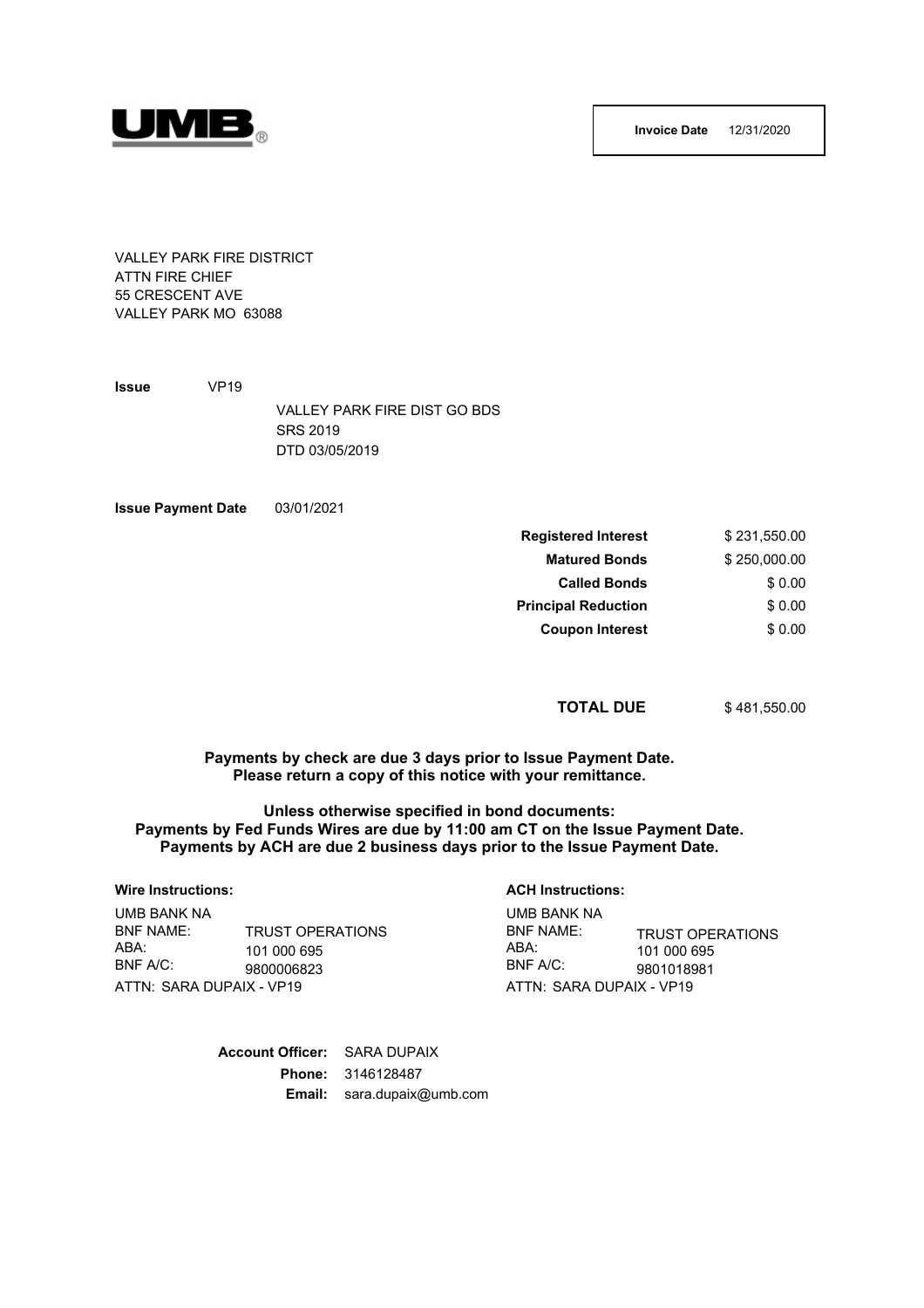UMB®

**Invoice Date** 12/31/2020

VALLEY PARK FIRE DISTRICT
ATTN FIRE CHIEF
55 CRESCENT AVE
VALLEY PARK MO 63088

**Issue** VP19

VALLEY PARK FIRE DIST GO BDS
SRS 2019
DTD 03/05/2019

**Issue Payment Date** 03/01/2021

| | |
|---|---|
| **Registered Interest** | $ 231,550.00 |
| **Matured Bonds** | $ 250,000.00 |
| **Called Bonds** | $ 0.00 |
| **Principal Reduction** | $ 0.00 |
| **Coupon Interest** | $ 0.00 |

| | |
|---|---|
| **TOTAL DUE** | $ 481,550.00 |

**Payments by check are due 3 days prior to Issue Payment Date.**
**Please return a copy of this notice with your remittance.**

**Unless otherwise specified in bond documents:**
**Payments by Fed Funds Wires are due by 11:00 am CT on the Issue Payment Date.**
**Payments by ACH are due 2 business days prior to the Issue Payment Date.**

**Wire Instructions:**

UMB BANK NA
BNF NAME: TRUST OPERATIONS
ABA: 101 000 695
BNF A/C: 9800006823
ATTN: SARA DUPAIX - VP19

**ACH Instructions:**

UMB BANK NA
BNF NAME: TRUST OPERATIONS
ABA: 101 000 695
BNF A/C: 9801018981
ATTN: SARA DUPAIX - VP19

**Account Officer:** SARA DUPAIX
**Phone:** 3146128487
**Email:** sara.dupaix@umb.com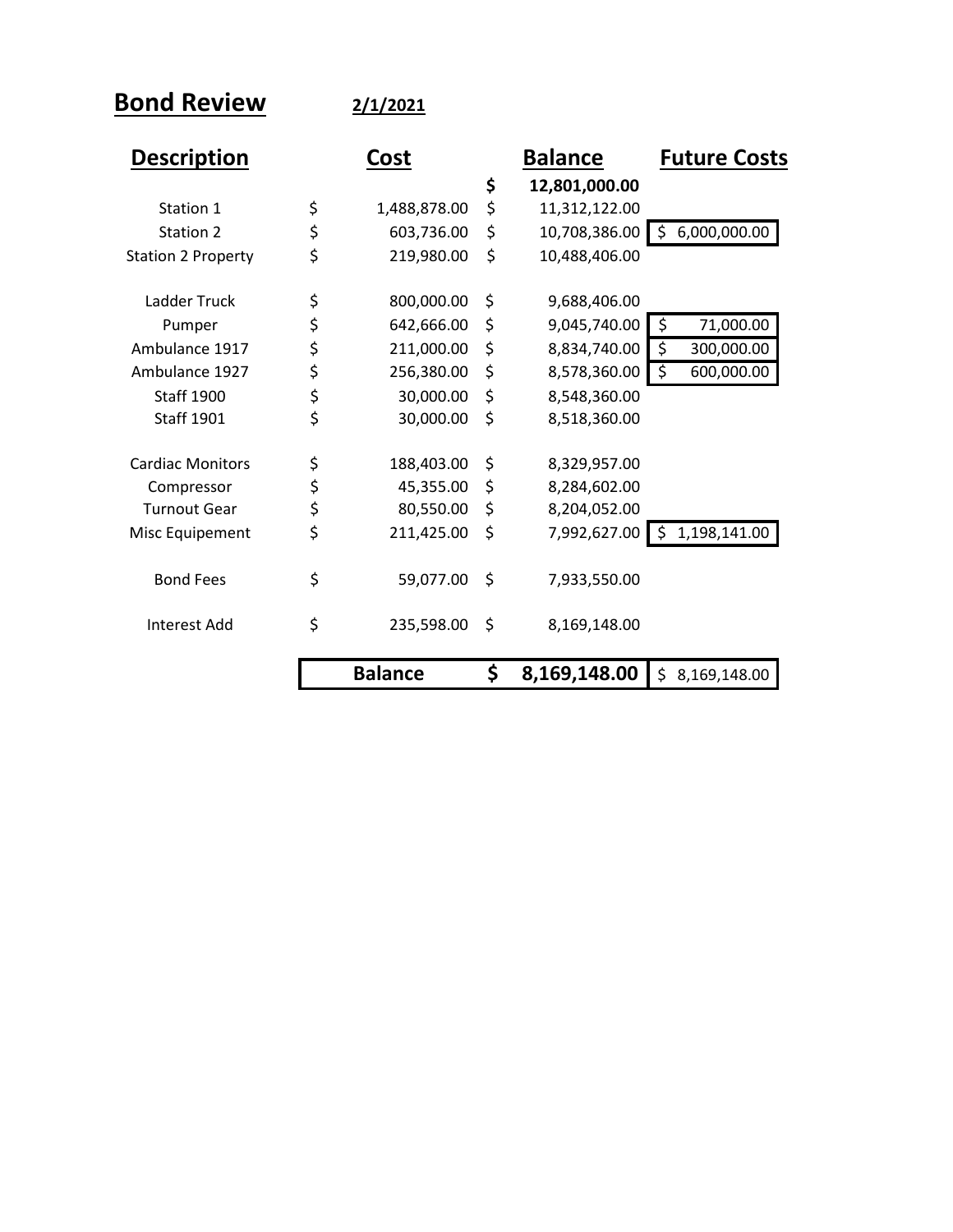# Bond Review

**2/1/2021**

| Description | Cost | Balance | Future Costs |
|---|---|---|---|
| | | **$ 12,801,000.00** | |
| Station 1 | $ 1,488,878.00 | $ 11,312,122.00 | |
| Station 2 | $ 603,736.00 | $ 10,708,386.00 | $ 6,000,000.00 |
| Station 2 Property | $ 219,980.00 | $ 10,488,406.00 | |
| | | | |
| Ladder Truck | $ 800,000.00 | $ 9,688,406.00 | |
| Pumper | $ 642,666.00 | $ 9,045,740.00 | $ 71,000.00 |
| Ambulance 1917 | $ 211,000.00 | $ 8,834,740.00 | $ 300,000.00 |
| Ambulance 1927 | $ 256,380.00 | $ 8,578,360.00 | $ 600,000.00 |
| Staff 1900 | $ 30,000.00 | $ 8,548,360.00 | |
| Staff 1901 | $ 30,000.00 | $ 8,518,360.00 | |
| | | | |
| Cardiac Monitors | $ 188,403.00 | $ 8,329,957.00 | |
| Compressor | $ 45,355.00 | $ 8,284,602.00 | |
| Turnout Gear | $ 80,550.00 | $ 8,204,052.00 | |
| Misc Equipement | $ 211,425.00 | $ 7,992,627.00 | $ 1,198,141.00 |
| | | | |
| Bond Fees | $ 59,077.00 | $ 7,933,550.00 | |
| | | | |
| Interest Add | $ 235,598.00 | $ 8,169,148.00 | |
| | | | |
| | **Balance** | **$ 8,169,148.00** | $ 8,169,148.00 |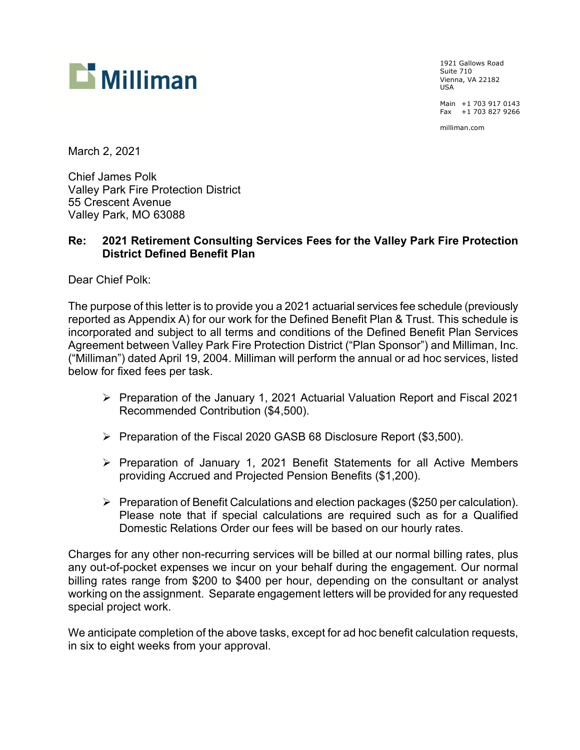Milliman

1921 Gallows Road
Suite 710
Vienna, VA 22182
USA

Main +1 703 917 0143
Fax +1 703 827 9266

milliman.com

March 2, 2021

Chief James Polk
Valley Park Fire Protection District
55 Crescent Avenue
Valley Park, MO 63088

**Re: 2021 Retirement Consulting Services Fees for the Valley Park Fire Protection District Defined Benefit Plan**

Dear Chief Polk:

The purpose of this letter is to provide you a 2021 actuarial services fee schedule (previously reported as Appendix A) for our work for the Defined Benefit Plan & Trust. This schedule is incorporated and subject to all terms and conditions of the Defined Benefit Plan Services Agreement between Valley Park Fire Protection District ("Plan Sponsor") and Milliman, Inc. ("Milliman") dated April 19, 2004. Milliman will perform the annual or ad hoc services, listed below for fixed fees per task.

- Preparation of the January 1, 2021 Actuarial Valuation Report and Fiscal 2021 Recommended Contribution ($4,500).
- Preparation of the Fiscal 2020 GASB 68 Disclosure Report ($3,500).
- Preparation of January 1, 2021 Benefit Statements for all Active Members providing Accrued and Projected Pension Benefits ($1,200).
- Preparation of Benefit Calculations and election packages ($250 per calculation). Please note that if special calculations are required such as for a Qualified Domestic Relations Order our fees will be based on our hourly rates.

Charges for any other non-recurring services will be billed at our normal billing rates, plus any out-of-pocket expenses we incur on your behalf during the engagement. Our normal billing rates range from $200 to $400 per hour, depending on the consultant or analyst working on the assignment. Separate engagement letters will be provided for any requested special project work.

We anticipate completion of the above tasks, except for ad hoc benefit calculation requests, in six to eight weeks from your approval.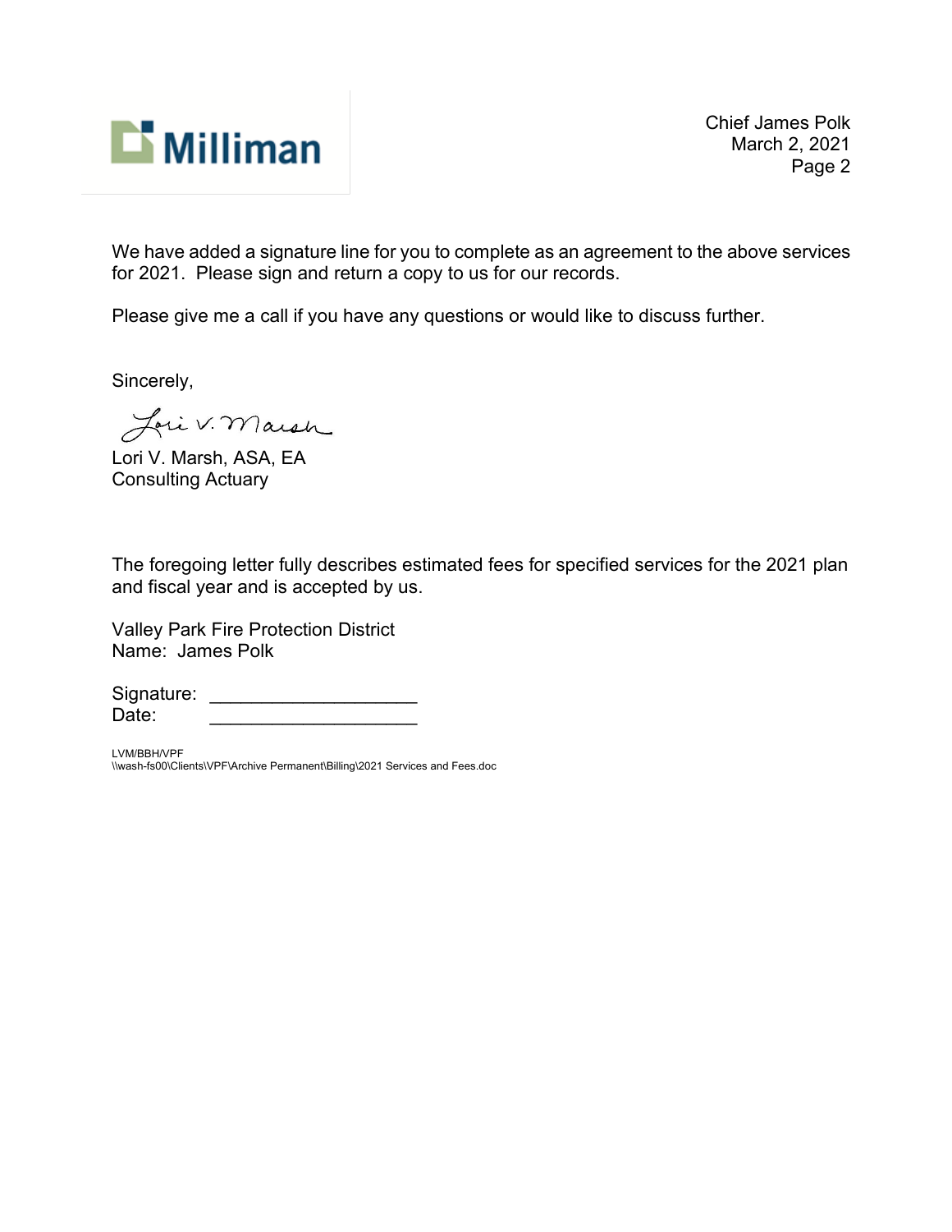We have added a signature line for you to complete as an agreement to the above services for 2021. Please sign and return a copy to us for our records.

Please give me a call if you have any questions or would like to discuss further.

Sincerely,

Lori V. Marsh

Lori V. Marsh, ASA, EA
Consulting Actuary

The foregoing letter fully describes estimated fees for specified services for the 2021 plan and fiscal year and is accepted by us.

Valley Park Fire Protection District
Name: James Polk

Signature: ____________________
Date: ____________________

LVM/BBH/VPF
\\wash-fs00\Clients\VPF\Archive Permanent\Billing\2021 Services and Fees.doc